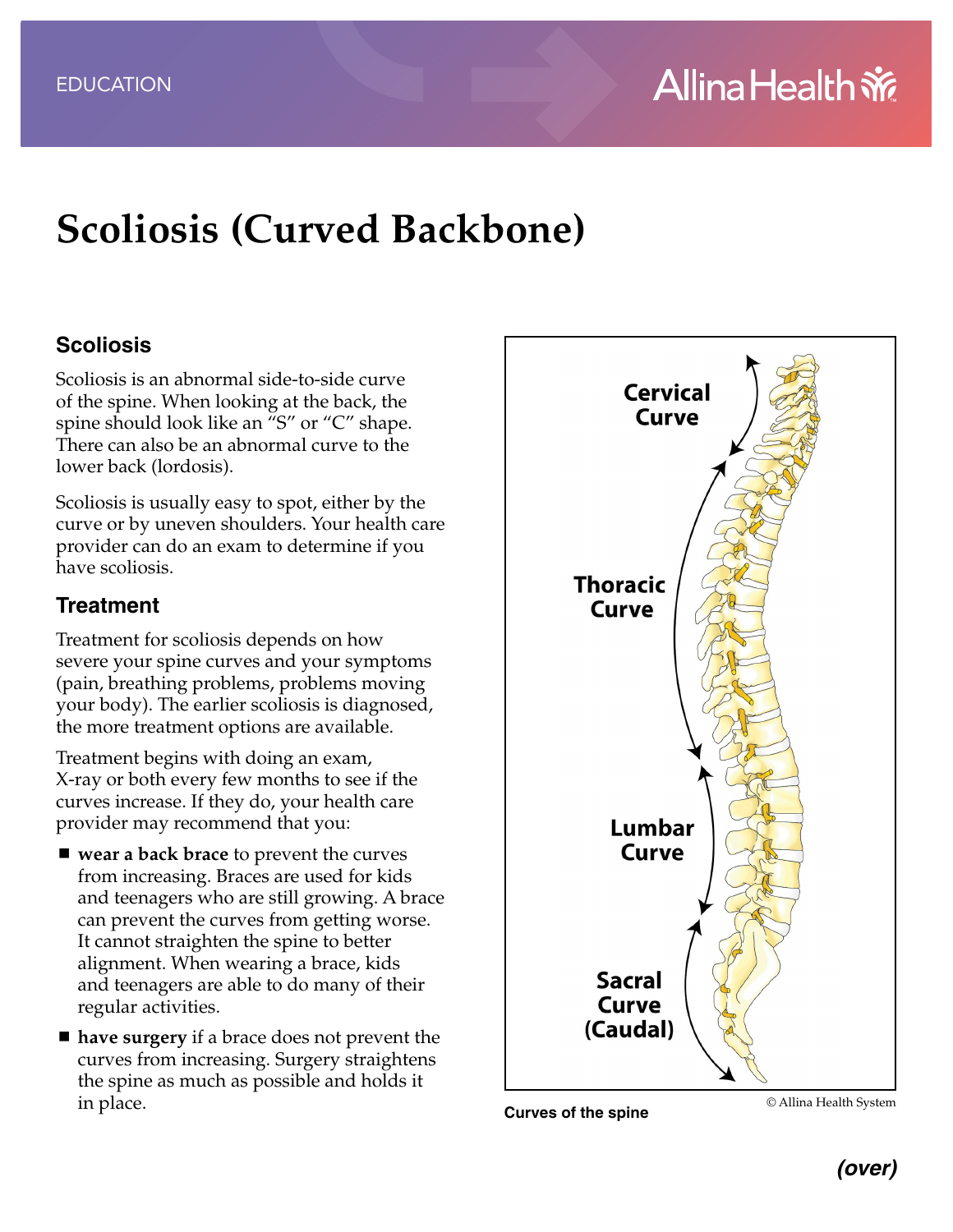EDUCATION

# Scoliosis (Curved Backbone)

## Scoliosis

Scoliosis is an abnormal side-to-side curve of the spine. When looking at the back, the spine should look like an "S" or "C" shape. There can also be an abnormal curve to the lower back (lordosis).

Scoliosis is usually easy to spot, either by the curve or by uneven shoulders. Your health care provider can do an exam to determine if you have scoliosis.

## Treatment

Treatment for scoliosis depends on how severe your spine curves and your symptoms (pain, breathing problems, problems moving your body). The earlier scoliosis is diagnosed, the more treatment options are available.

Treatment begins with doing an exam, X-ray or both every few months to see if the curves increase. If they do, your health care provider may recommend that you:

- **wear a back brace** to prevent the curves from increasing. Braces are used for kids and teenagers who are still growing. A brace can prevent the curves from getting worse. It cannot straighten the spine to better alignment. When wearing a brace, kids and teenagers are able to do many of their regular activities.
- **have surgery** if a brace does not prevent the curves from increasing. Surgery straightens the spine as much as possible and holds it in place.

Cervical Curve

Thoracic Curve

Lumbar Curve

Sacral Curve (Caudal)

**Curves of the spine**

© Allina Health System

***(over)***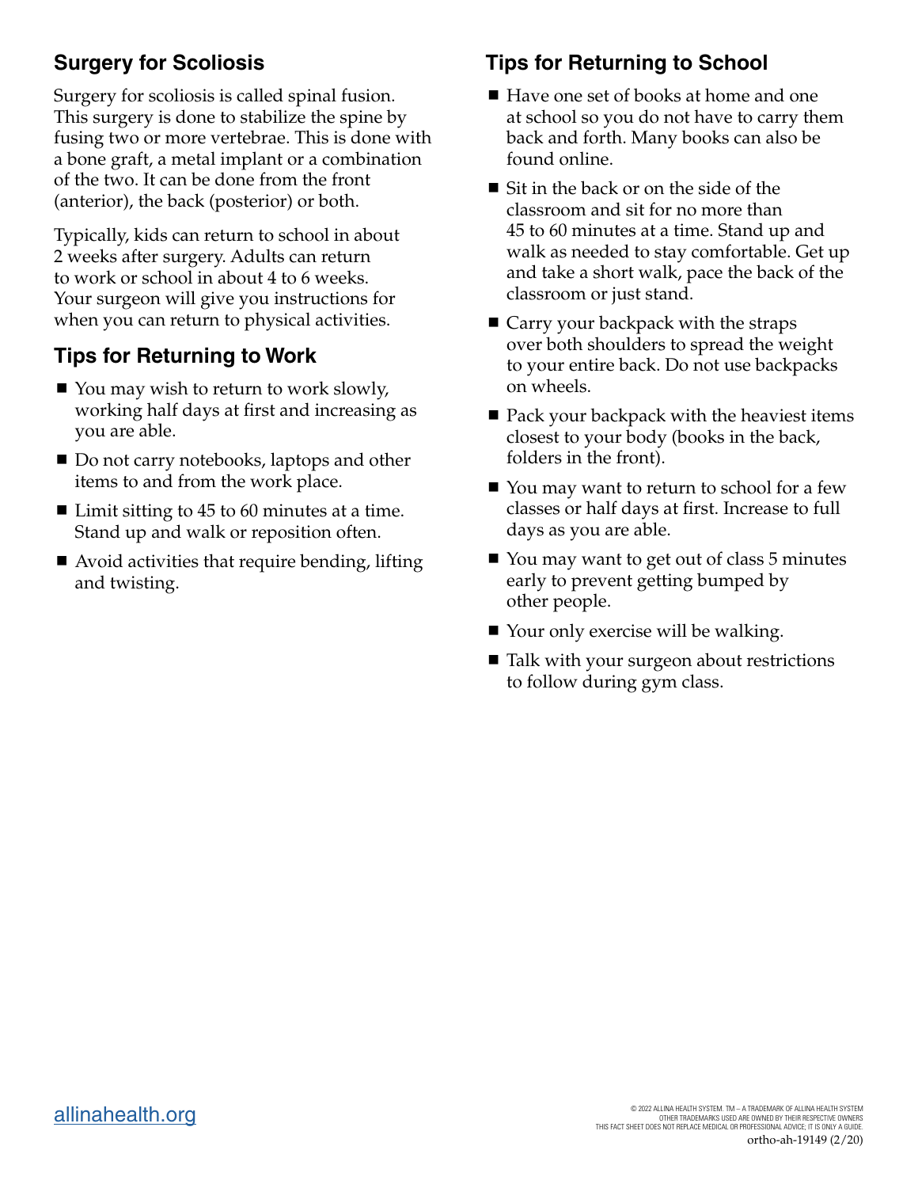## Surgery for Scoliosis

Surgery for scoliosis is called spinal fusion. This surgery is done to stabilize the spine by fusing two or more vertebrae. This is done with a bone graft, a metal implant or a combination of the two. It can be done from the front (anterior), the back (posterior) or both.

Typically, kids can return to school in about 2 weeks after surgery. Adults can return to work or school in about 4 to 6 weeks. Your surgeon will give you instructions for when you can return to physical activities.

## Tips for Returning to Work

- You may wish to return to work slowly, working half days at first and increasing as you are able.
- Do not carry notebooks, laptops and other items to and from the work place.
- Limit sitting to 45 to 60 minutes at a time. Stand up and walk or reposition often.
- Avoid activities that require bending, lifting and twisting.

## Tips for Returning to School

- Have one set of books at home and one at school so you do not have to carry them back and forth. Many books can also be found online.
- Sit in the back or on the side of the classroom and sit for no more than 45 to 60 minutes at a time. Stand up and walk as needed to stay comfortable. Get up and take a short walk, pace the back of the classroom or just stand.
- Carry your backpack with the straps over both shoulders to spread the weight to your entire back. Do not use backpacks on wheels.
- Pack your backpack with the heaviest items closest to your body (books in the back, folders in the front).
- You may want to return to school for a few classes or half days at first. Increase to full days as you are able.
- You may want to get out of class 5 minutes early to prevent getting bumped by other people.
- Your only exercise will be walking.
- Talk with your surgeon about restrictions to follow during gym class.

allinahealth.org

© 2022 ALLINA HEALTH SYSTEM. TM – A TRADEMARK OF ALLINA HEALTH SYSTEM
OTHER TRADEMARKS USED ARE OWNED BY THEIR RESPECTIVE OWNERS
THIS FACT SHEET DOES NOT REPLACE MEDICAL OR PROFESSIONAL ADVICE; IT IS ONLY A GUIDE.
ortho-ah-19149 (2/20)